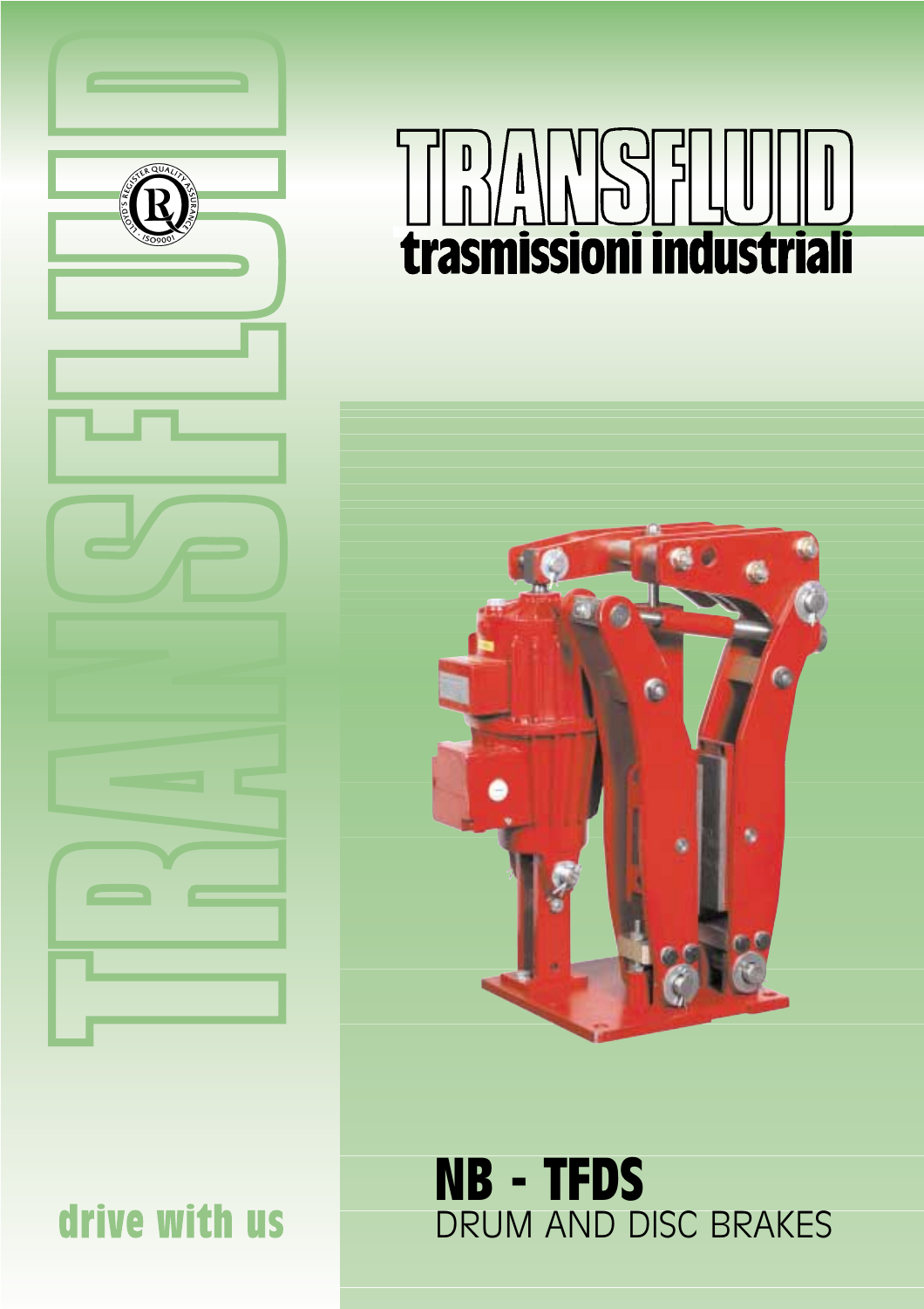# TRANSFLUID

## trasmissioni industriali

LLOYD'S REGISTER QUALITY ASSURANCE · ISO9001

# NB - TFDS

## DRUM AND DISC BRAKES

**drive with us**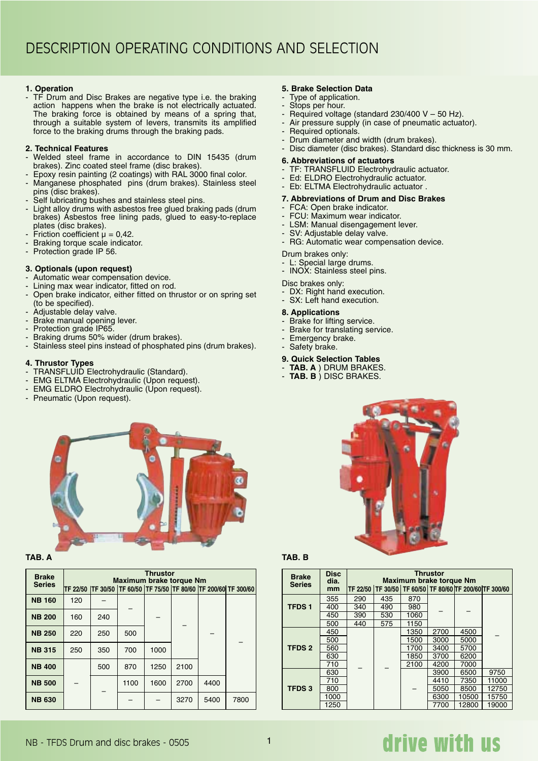# DESCRIPTION OPERATING CONDITIONS AND SELECTION

**1. Operation**

- TF Drum and Disc Brakes are negative type i.e. the braking action happens when the brake is not electrically actuated. The braking force is obtained by means of a spring that, through a suitable system of levers, transmits its amplified force to the braking drums through the braking pads.

**2. Technical Features**

- Welded steel frame in accordance to DIN 15435 (drum brakes). Zinc coated steel frame (disc brakes).
- Epoxy resin painting (2 coatings) with RAL 3000 final color.
- Manganese phosphated pins (drum brakes). Stainless steel pins (disc brakes).
- Self lubricating bushes and stainless steel pins.
- Light alloy drums with asbestos free glued braking pads (drum brakes) Asbestos free lining pads, glued to easy-to-replace plates (disc brakes).
- Friction coefficient $\mu = 0{,}42$.
- Braking torque scale indicator.
- Protection grade IP 56.

**3. Optionals (upon request)**

- Automatic wear compensation device.
- Lining max wear indicator, fitted on rod.
- Open brake indicator, either fitted on thrustor or on spring set (to be specified).
- Adjustable delay valve.
- Brake manual opening lever.
- Protection grade IP65.
- Braking drums 50% wider (drum brakes).
- Stainless steel pins instead of phosphated pins (drum brakes).

**4. Thrustor Types**

- TRANSFLUID Electrohydraulic (Standard).
- EMG ELTMA Electrohydraulic (Upon request).
- EMG ELDRO Electrohydraulic (Upon request).
- Pneumatic (Upon request).

**5. Brake Selection Data**

- Type of application.
- Stops per hour.
- Required voltage (standard 230/400 V – 50 Hz).
- Air pressure supply (in case of pneumatic actuator).
- Required optionals.
- Drum diameter and width (drum brakes).
- Disc diameter (disc brakes). Standard disc thickness is 30 mm.

**6. Abbreviations of actuators**

- TF: TRANSFLUID Electrohydraulic actuator.
- Ed: ELDRO Electrohydraulic actuator.
- Eb: ELTMA Electrohydraulic actuator .

**7. Abbreviations of Drum and Disc Brakes**

- FCA: Open brake indicator.
- FCU: Maximum wear indicator.
- LSM: Manual disengagement lever.
- SV: Adjustable delay valve.
- RG: Automatic wear compensation device.

Drum brakes only:

- L: Special large drums.
- INOX: Stainless steel pins.

Disc brakes only:

- DX: Right hand execution.
- SX: Left hand execution.

**8. Applications**

- Brake for lifting service.
- Brake for translating service.
- Emergency brake.
- Safety brake.

**9. Quick Selection Tables**

- **TAB. A** ) DRUM BRAKES.
- **TAB. B** ) DISC BRAKES.

**TAB. A**

| Brake Series | Thrustor Maximum brake torque Nm | | | | | | |
|---|---|---|---|---|---|---|---|
| | TF 22/50 | TF 30/50 | TF 60/50 | TF 75/50 | TF 80/60 | TF 200/60 | TF 300/60 |
| **NB 160** | 120 | – | – | – | – | – | – |
| **NB 200** | 160 | 240 | – | – | – | – | – |
| **NB 250** | 220 | 250 | 500 | – | – | – | – |
| **NB 315** | 250 | 350 | 700 | 1000 | – | – | – |
| **NB 400** | – | 500 | 870 | 1250 | 2100 | – | – |
| **NB 500** | – | – | 1100 | 1600 | 2700 | 4400 | – |
| **NB 630** | – | – | – | – | 3270 | 5400 | 7800 |

**TAB. B**

| Brake Series | Disc dia. mm | Thrustor Maximum brake torque Nm | | | | | |
|---|---|---|---|---|---|---|---|
| | | TF 22/50 | TF 30/50 | TF 60/50 | TF 80/60 | TF 200/60 | TF 300/60 |
| **TFDS 1** | 355 | 290 | 435 | 870 | – | – | – |
| | 400 | 340 | 490 | 980 | – | – | – |
| | 450 | 390 | 530 | 1060 | – | – | – |
| | 500 | 440 | 575 | 1150 | – | – | – |
| **TFDS 2** | 450 | – | – | 1350 | 2700 | 4500 | – |
| | 500 | – | – | 1500 | 3000 | 5000 | – |
| | 560 | – | – | 1700 | 3400 | 5700 | – |
| | 630 | – | – | 1850 | 3700 | 6200 | – |
| | 710 | – | – | 2100 | 4200 | 7000 | – |
| **TFDS 3** | 630 | – | – | – | 3900 | 6500 | 9750 |
| | 710 | – | – | – | 4410 | 7350 | 11000 |
| | 800 | – | – | – | 5050 | 8500 | 12750 |
| | 1000 | – | – | – | 6300 | 10500 | 15750 |
| | 1250 | – | – | – | 7700 | 12800 | 19000 |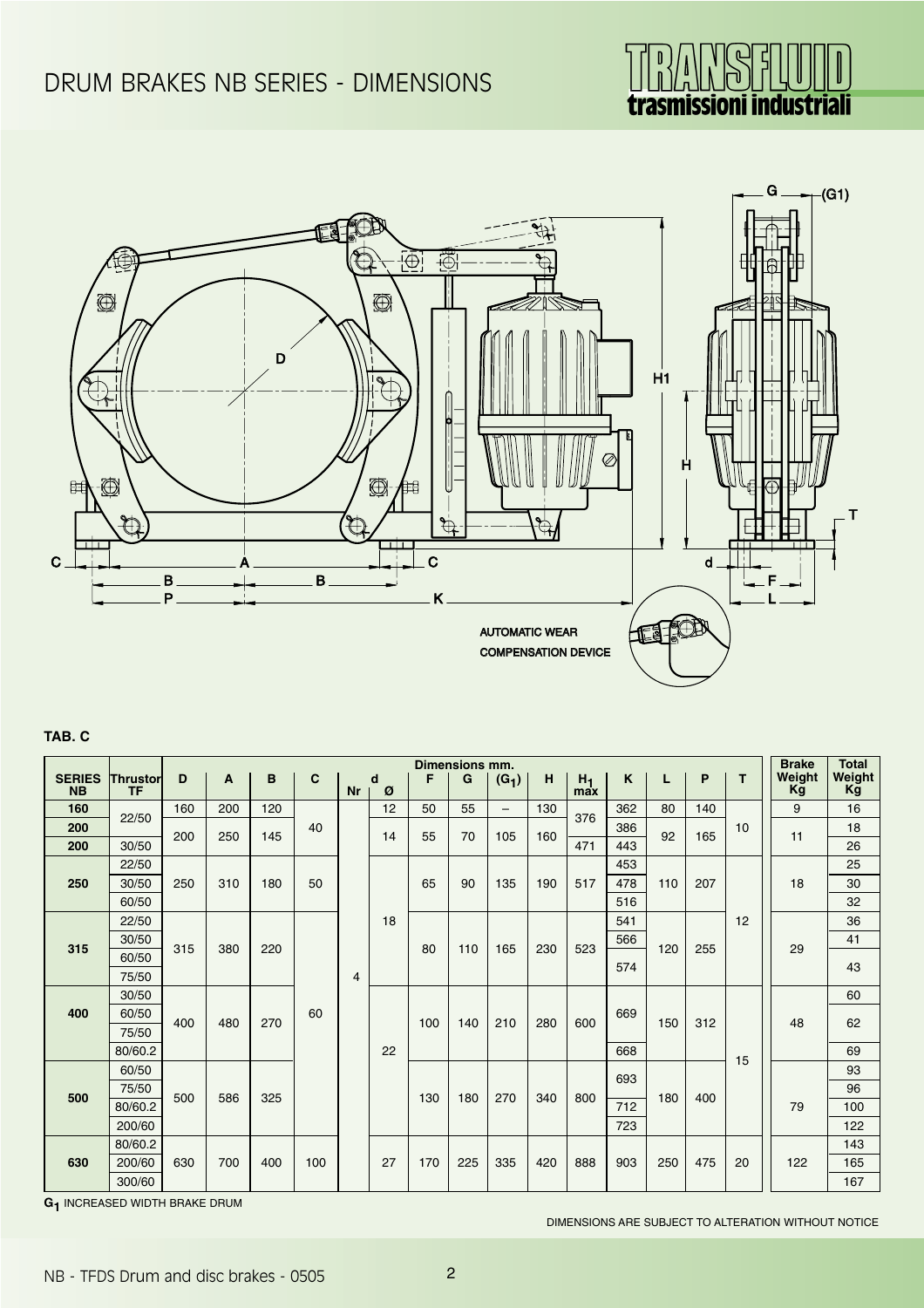# DRUM BRAKES NB SERIES - DIMENSIONS

AUTOMATIC WEAR COMPENSATION DEVICE

**TAB. C**

| SERIES NB | Thrustor TF | D | A | B | C | d Nr | d Ø | F | G | $(G_1)$ | H | $H_1$ max | K | L | P | T | Brake Weight Kg | Total Weight Kg |
|---|---|---|---|---|---|---|---|---|---|---|---|---|---|---|---|---|---|---|
| 160 | 22/50 | 160 | 200 | 120 | 40 | 4 | 12 | 50 | 55 | – | 130 | 376 | 362 | 80 | 140 | 10 | 9 | 16 |
| 200 | 22/50 | 200 | 250 | 145 | 40 | 4 | 14 | 55 | 70 | 105 | 160 | 376 | 386 | 92 | 165 | 10 | 11 | 18 |
| 200 | 30/50 | 200 | 250 | 145 | 40 | 4 | 14 | 55 | 70 | 105 | 160 | 471 | 443 | 92 | 165 | 10 | 11 | 26 |
| 250 | 22/50 | 250 | 310 | 180 | 50 | 4 | 18 | 65 | 90 | 135 | 190 | 517 | 453 | 110 | 207 | 12 | 18 | 25 |
| 250 | 30/50 | 250 | 310 | 180 | 50 | 4 | 18 | 65 | 90 | 135 | 190 | 517 | 478 | 110 | 207 | 12 | 18 | 30 |
| 250 | 60/50 | 250 | 310 | 180 | 50 | 4 | 18 | 65 | 90 | 135 | 190 | 517 | 516 | 110 | 207 | 12 | 18 | 32 |
| 315 | 22/50 | 315 | 380 | 220 | 60 | 4 | 18 | 80 | 110 | 165 | 230 | 523 | 541 | 120 | 255 | 12 | 29 | 36 |
| 315 | 30/50 | 315 | 380 | 220 | 60 | 4 | 18 | 80 | 110 | 165 | 230 | 523 | 566 | 120 | 255 | 12 | 29 | 41 |
| 315 | 60/50 | 315 | 380 | 220 | 60 | 4 | 18 | 80 | 110 | 165 | 230 | 523 | 574 | 120 | 255 | 12 | 29 | 43 |
| 315 | 75/50 | 315 | 380 | 220 | 60 | 4 | 18 | 80 | 110 | 165 | 230 | 523 | 574 | 120 | 255 | 12 | 29 | 43 |
| 400 | 30/50 | 400 | 480 | 270 | 60 | 4 | 22 | 100 | 140 | 210 | 280 | 600 | 669 | 150 | 312 | 15 | 48 | 60 |
| 400 | 60/50 | 400 | 480 | 270 | 60 | 4 | 22 | 100 | 140 | 210 | 280 | 600 | 669 | 150 | 312 | 15 | 48 | 62 |
| 400 | 75/50 | 400 | 480 | 270 | 60 | 4 | 22 | 100 | 140 | 210 | 280 | 600 | 669 | 150 | 312 | 15 | 48 | 62 |
| 400 | 80/60.2 | 400 | 480 | 270 | 60 | 4 | 22 | 100 | 140 | 210 | 280 | 600 | 668 | 150 | 312 | 15 | 48 | 69 |
| 500 | 60/50 | 500 | 586 | 325 | 60 | 4 | 22 | 130 | 180 | 270 | 340 | 800 | 693 | 180 | 400 | 15 | 79 | 93 |
| 500 | 75/50 | 500 | 586 | 325 | 60 | 4 | 22 | 130 | 180 | 270 | 340 | 800 | 693 | 180 | 400 | 15 | 79 | 96 |
| 500 | 80/60.2 | 500 | 586 | 325 | 60 | 4 | 22 | 130 | 180 | 270 | 340 | 800 | 712 | 180 | 400 | 15 | 79 | 100 |
| 500 | 200/60 | 500 | 586 | 325 | 60 | 4 | 22 | 130 | 180 | 270 | 340 | 800 | 723 | 180 | 400 | 15 | 79 | 122 |
| 630 | 80/60.2 | 630 | 700 | 400 | 100 | 4 | 27 | 170 | 225 | 335 | 420 | 888 | 903 | 250 | 475 | 20 | 122 | 143 |
| 630 | 200/60 | 630 | 700 | 400 | 100 | 4 | 27 | 170 | 225 | 335 | 420 | 888 | 903 | 250 | 475 | 20 | 122 | 165 |
| 630 | 300/60 | 630 | 700 | 400 | 100 | 4 | 27 | 170 | 225 | 335 | 420 | 888 | 903 | 250 | 475 | 20 | 122 | 167 |

Dimensions mm.

$G_1$ INCREASED WIDTH BRAKE DRUM

DIMENSIONS ARE SUBJECT TO ALTERATION WITHOUT NOTICE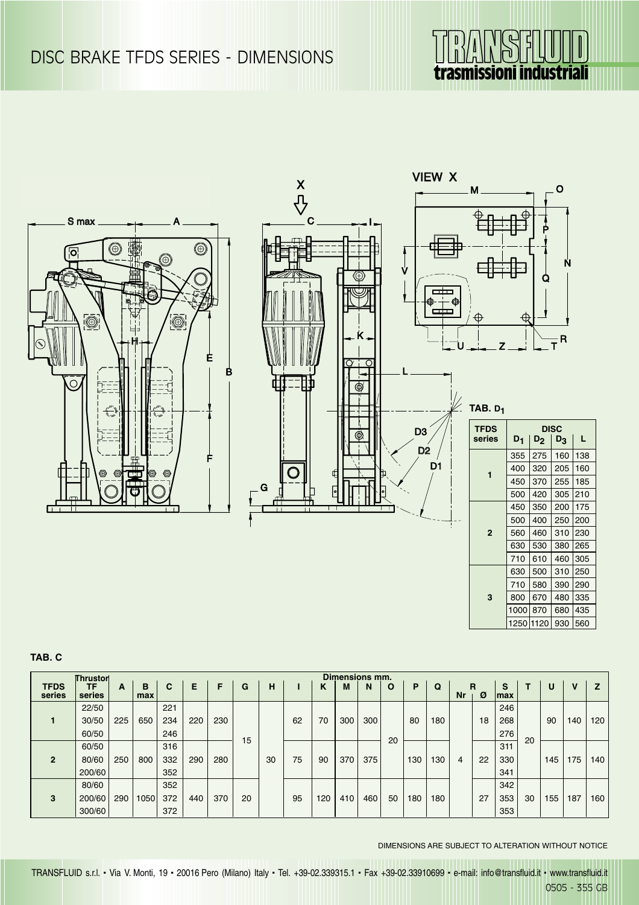# DISC BRAKE TFDS SERIES - DIMENSIONS

**TRANSFLUID**
**trasmissioni industriali**

VIEW X

X

S max, A, C, I, M, O, P, N, Q, V, H, K, E, B, F, G, L, D3, D2, D1, U, Z, T, R

**TAB. D1**

| TFDS series | DISC $D_1$ | $D_2$ | $D_3$ | L |
|---|---|---|---|---|
| 1 | 355 | 275 | 160 | 138 |
| | 400 | 320 | 205 | 160 |
| | 450 | 370 | 255 | 185 |
| | 500 | 420 | 305 | 210 |
| 2 | 450 | 350 | 200 | 175 |
| | 500 | 400 | 250 | 200 |
| | 560 | 460 | 310 | 230 |
| | 630 | 530 | 380 | 265 |
| | 710 | 610 | 460 | 305 |
| 3 | 630 | 500 | 310 | 250 |
| | 710 | 580 | 390 | 290 |
| | 800 | 670 | 480 | 335 |
| | 1000 | 870 | 680 | 435 |
| | 1250 | 1120 | 930 | 560 |

**TAB. C**

| TFDS series | Thrustor TF series | A | B max | C | E | F | G | H | I | K | M | N | O | P | Q | R Nr | R Ø | S max | T | U | V | Z |
|---|---|---|---|---|---|---|---|---|---|---|---|---|---|---|---|---|---|---|---|---|---|---|
| 1 | 22/50 | 225 | 650 | 221 | 220 | 230 | 15 | 30 | 62 | 70 | 300 | 300 | 20 | 80 | 180 | 4 | 18 | 246 | 20 | 90 | 140 | 120 |
| | 30/50 | | | 234 | | | | | | | | | | | | | | 268 | | | | |
| | 60/50 | | | 246 | | | | | | | | | | | | | | 276 | | | | |
| 2 | 60/50 | 250 | 800 | 316 | 290 | 280 | 15 | 30 | 75 | 90 | 370 | 375 | 20 | 130 | 130 | 4 | 22 | 311 | 20 | 145 | 175 | 140 |
| | 80/60 | | | 332 | | | | | | | | | | | | | | 330 | | | | |
| | 200/60 | | | 352 | | | | | | | | | | | | | | 341 | | | | |
| 3 | 80/60 | 290 | 1050 | 352 | 440 | 370 | 20 | 30 | 95 | 120 | 410 | 460 | 50 | 180 | 180 | 4 | 27 | 342 | 30 | 155 | 187 | 160 |
| | 200/60 | | | 372 | | | | | | | | | | | | | | 353 | | | | |
| | 300/60 | | | 372 | | | | | | | | | | | | | | 353 | | | | |

Dimensions mm.

DIMENSIONS ARE SUBJECT TO ALTERATION WITHOUT NOTICE

TRANSFLUID s.r.l. • Via V. Monti, 19 • 20016 Pero (Milano) Italy • Tel. +39-02.339315.1 • Fax +39-02.33910699 • e-mail: info@transfluid.it • www.transfluid.it

0505 - 355 GB